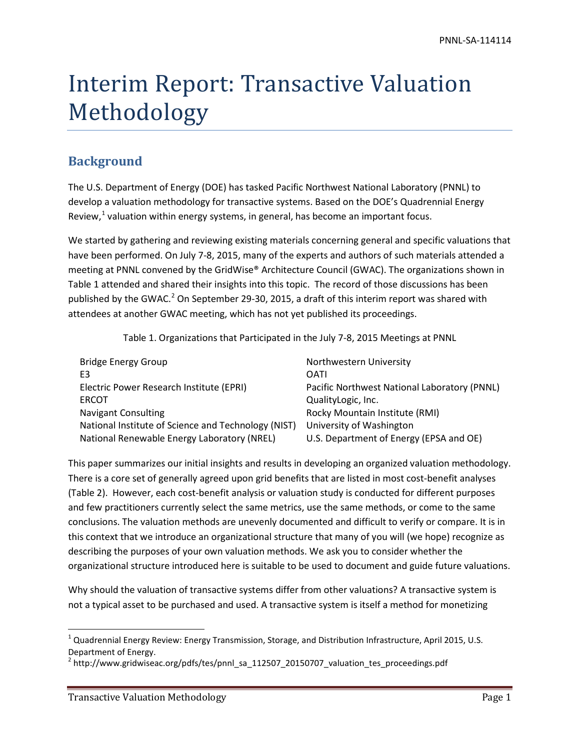# Interim Report: Transactive Valuation Methodology

## Background

The U.S. Department of Energy (DOE) has tasked Pacific Northwest National Laboratory (PNNL) to develop a valuation methodology for transactive systems. Based on the DOE's Quadrennial Energy Review,[1] valuation within energy systems, in general, has become an important focus.

We started by gathering and reviewing existing materials concerning general and specific valuations that have been performed. On July 7-8, 2015, many of the experts and authors of such materials attended a meeting at PNNL convened by the GridWise® Architecture Council (GWAC). The organizations shown in Table 1 attended and shared their insights into this topic. The record of those discussions has been published by the GWAC.[2] On September 29-30, 2015, a draft of this interim report was shared with attendees at another GWAC meeting, which has not yet published its proceedings.

Table 1. Organizations that Participated in the July 7-8, 2015 Meetings at PNNL

| | |
|---|---|
| Bridge Energy Group | Northwestern University |
| E3 | OATI |
| Electric Power Research Institute (EPRI) | Pacific Northwest National Laboratory (PNNL) |
| ERCOT | QualityLogic, Inc. |
| Navigant Consulting | Rocky Mountain Institute (RMI) |
| National Institute of Science and Technology (NIST) | University of Washington |
| National Renewable Energy Laboratory (NREL) | U.S. Department of Energy (EPSA and OE) |

This paper summarizes our initial insights and results in developing an organized valuation methodology. There is a core set of generally agreed upon grid benefits that are listed in most cost-benefit analyses (Table 2). However, each cost-benefit analysis or valuation study is conducted for different purposes and few practitioners currently select the same metrics, use the same methods, or come to the same conclusions. The valuation methods are unevenly documented and difficult to verify or compare. It is in this context that we introduce an organizational structure that many of you will (we hope) recognize as describing the purposes of your own valuation methods. We ask you to consider whether the organizational structure introduced here is suitable to be used to document and guide future valuations.

Why should the valuation of transactive systems differ from other valuations? A transactive system is not a typical asset to be purchased and used. A transactive system is itself a method for monetizing

---

[1] Quadrennial Energy Review: Energy Transmission, Storage, and Distribution Infrastructure, April 2015, U.S. Department of Energy.

[2] http://www.gridwiseac.org/pdfs/tes/pnnl_sa_112507_20150707_valuation_tes_proceedings.pdf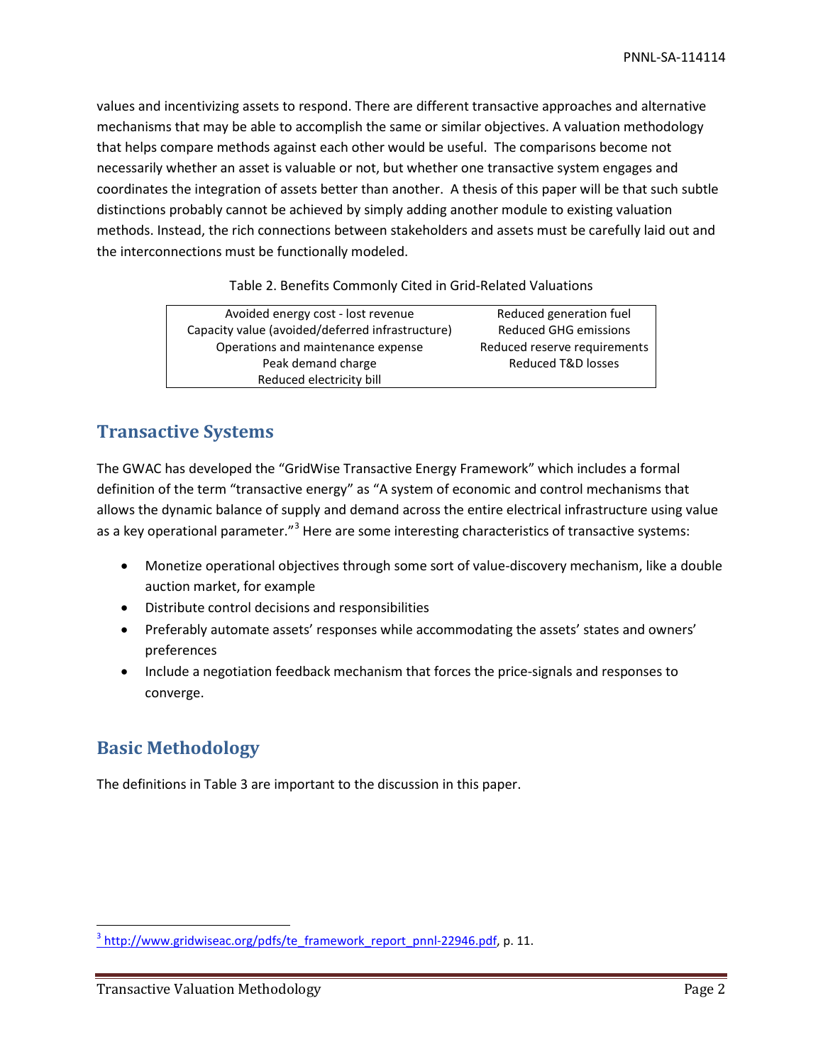values and incentivizing assets to respond. There are different transactive approaches and alternative mechanisms that may be able to accomplish the same or similar objectives. A valuation methodology that helps compare methods against each other would be useful. The comparisons become not necessarily whether an asset is valuable or not, but whether one transactive system engages and coordinates the integration of assets better than another. A thesis of this paper will be that such subtle distinctions probably cannot be achieved by simply adding another module to existing valuation methods. Instead, the rich connections between stakeholders and assets must be carefully laid out and the interconnections must be functionally modeled.

Table 2. Benefits Commonly Cited in Grid-Related Valuations

| | |
|---|---|
| Avoided energy cost - lost revenue | Reduced generation fuel |
| Capacity value (avoided/deferred infrastructure) | Reduced GHG emissions |
| Operations and maintenance expense | Reduced reserve requirements |
| Peak demand charge | Reduced T&D losses |
| Reduced electricity bill | |

## Transactive Systems

The GWAC has developed the "GridWise Transactive Energy Framework" which includes a formal definition of the term "transactive energy" as "A system of economic and control mechanisms that allows the dynamic balance of supply and demand across the entire electrical infrastructure using value as a key operational parameter."[3] Here are some interesting characteristics of transactive systems:

- Monetize operational objectives through some sort of value-discovery mechanism, like a double auction market, for example
- Distribute control decisions and responsibilities
- Preferably automate assets' responses while accommodating the assets' states and owners' preferences
- Include a negotiation feedback mechanism that forces the price-signals and responses to converge.

## Basic Methodology

The definitions in Table 3 are important to the discussion in this paper.

[3] http://www.gridwiseac.org/pdfs/te_framework_report_pnnl-22946.pdf, p. 11.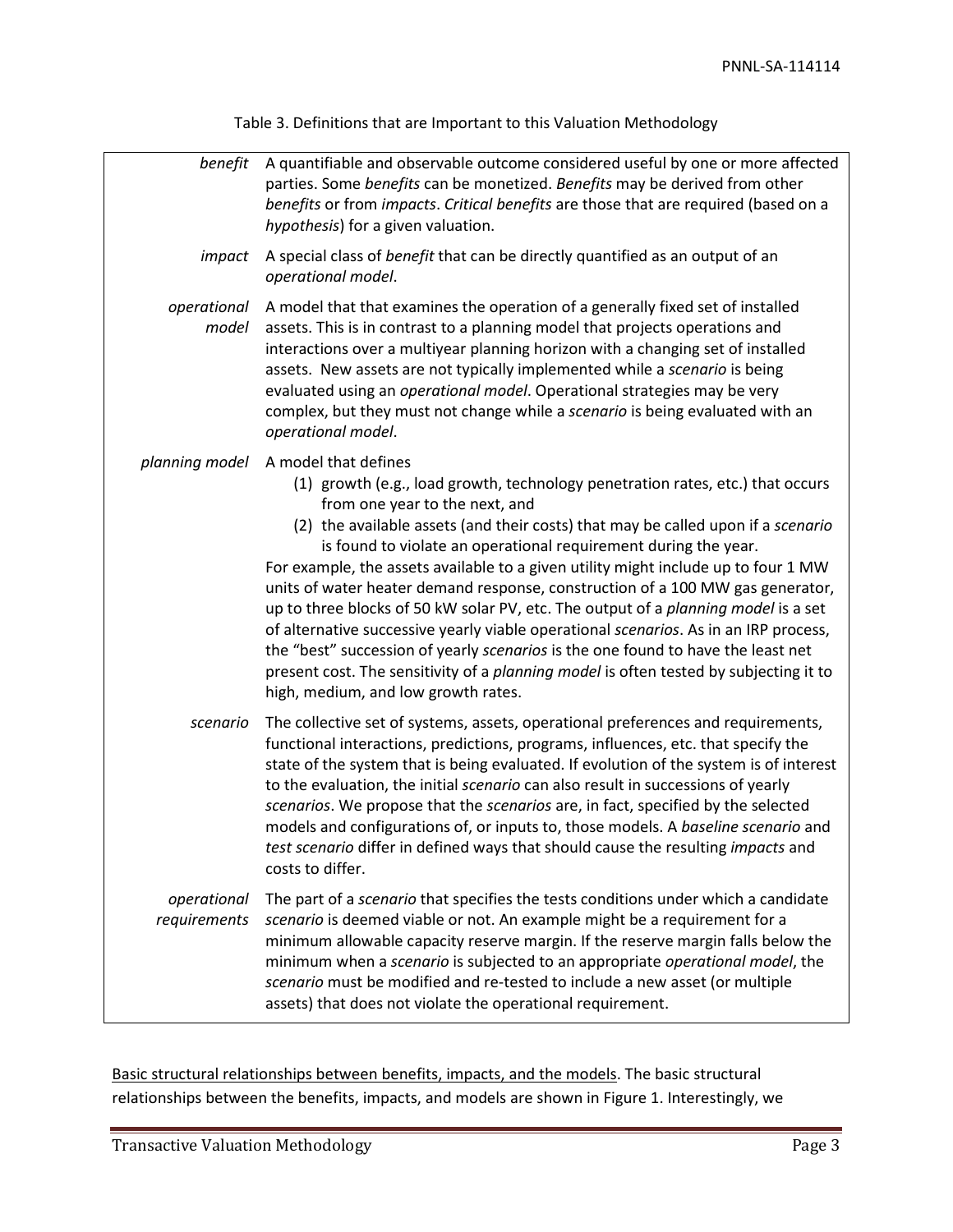Table 3. Definitions that are Important to this Valuation Methodology

| | |
|---|---|
| *benefit* | A quantifiable and observable outcome considered useful by one or more affected parties. Some *benefits* can be monetized. *Benefits* may be derived from other *benefits* or from *impacts*. *Critical benefits* are those that are required (based on a *hypothesis*) for a given valuation. |
| *impact* | A special class of *benefit* that can be directly quantified as an output of an *operational model*. |
| *operational model* | A model that that examines the operation of a generally fixed set of installed assets. This is in contrast to a planning model that projects operations and interactions over a multiyear planning horizon with a changing set of installed assets. New assets are not typically implemented while a *scenario* is being evaluated using an *operational model*. Operational strategies may be very complex, but they must not change while a *scenario* is being evaluated with an *operational model*. |
| *planning model* | A model that defines<br>(1) growth (e.g., load growth, technology penetration rates, etc.) that occurs from one year to the next, and<br>(2) the available assets (and their costs) that may be called upon if a *scenario* is found to violate an operational requirement during the year.<br>For example, the assets available to a given utility might include up to four 1 MW units of water heater demand response, construction of a 100 MW gas generator, up to three blocks of 50 kW solar PV, etc. The output of a *planning model* is a set of alternative successive yearly viable operational *scenarios*. As in an IRP process, the "best" succession of yearly *scenarios* is the one found to have the least net present cost. The sensitivity of a *planning model* is often tested by subjecting it to high, medium, and low growth rates. |
| *scenario* | The collective set of systems, assets, operational preferences and requirements, functional interactions, predictions, programs, influences, etc. that specify the state of the system that is being evaluated. If evolution of the system is of interest to the evaluation, the initial *scenario* can also result in successions of yearly *scenarios*. We propose that the *scenarios* are, in fact, specified by the selected models and configurations of, or inputs to, those models. A *baseline scenario* and *test scenario* differ in defined ways that should cause the resulting *impacts* and costs to differ. |
| *operational requirements* | The part of a *scenario* that specifies the tests conditions under which a candidate *scenario* is deemed viable or not. An example might be a requirement for a minimum allowable capacity reserve margin. If the reserve margin falls below the minimum when a *scenario* is subjected to an appropriate *operational model*, the *scenario* must be modified and re-tested to include a new asset (or multiple assets) that does not violate the operational requirement. |

<u>Basic structural relationships between benefits, impacts, and the models</u>. The basic structural relationships between the benefits, impacts, and models are shown in Figure 1. Interestingly, we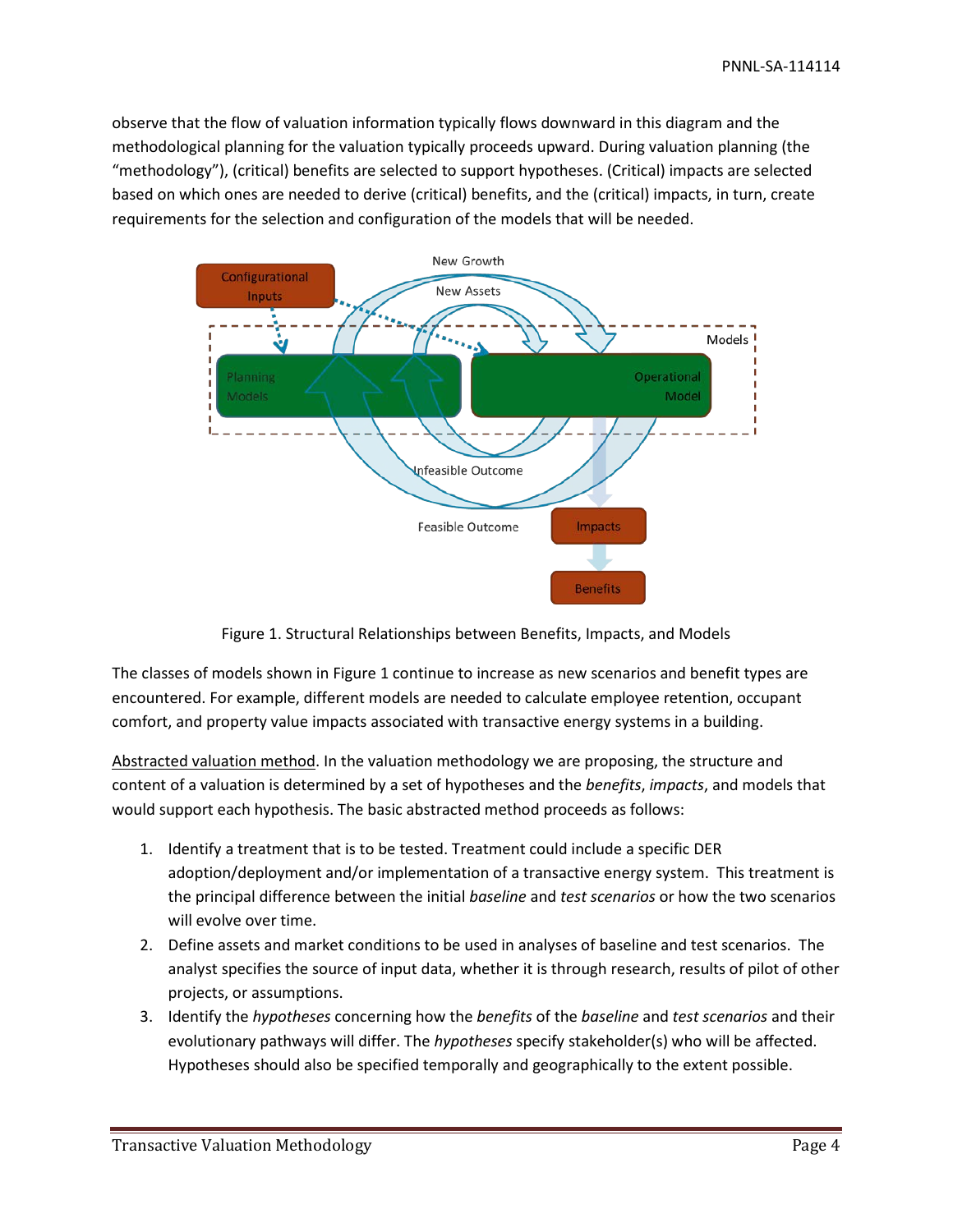observe that the flow of valuation information typically flows downward in this diagram and the methodological planning for the valuation typically proceeds upward. During valuation planning (the "methodology"), (critical) benefits are selected to support hypotheses. (Critical) impacts are selected based on which ones are needed to derive (critical) benefits, and the (critical) impacts, in turn, create requirements for the selection and configuration of the models that will be needed.

Figure 1. Structural Relationships between Benefits, Impacts, and Models

The classes of models shown in Figure 1 continue to increase as new scenarios and benefit types are encountered. For example, different models are needed to calculate employee retention, occupant comfort, and property value impacts associated with transactive energy systems in a building.

<u>Abstracted valuation method</u>. In the valuation methodology we are proposing, the structure and content of a valuation is determined by a set of hypotheses and the *benefits*, *impacts*, and models that would support each hypothesis. The basic abstracted method proceeds as follows:

1. Identify a treatment that is to be tested. Treatment could include a specific DER adoption/deployment and/or implementation of a transactive energy system. This treatment is the principal difference between the initial *baseline* and *test scenarios* or how the two scenarios will evolve over time.
2. Define assets and market conditions to be used in analyses of baseline and test scenarios. The analyst specifies the source of input data, whether it is through research, results of pilot of other projects, or assumptions.
3. Identify the *hypotheses* concerning how the *benefits* of the *baseline* and *test scenarios* and their evolutionary pathways will differ. The *hypotheses* specify stakeholder(s) who will be affected. Hypotheses should also be specified temporally and geographically to the extent possible.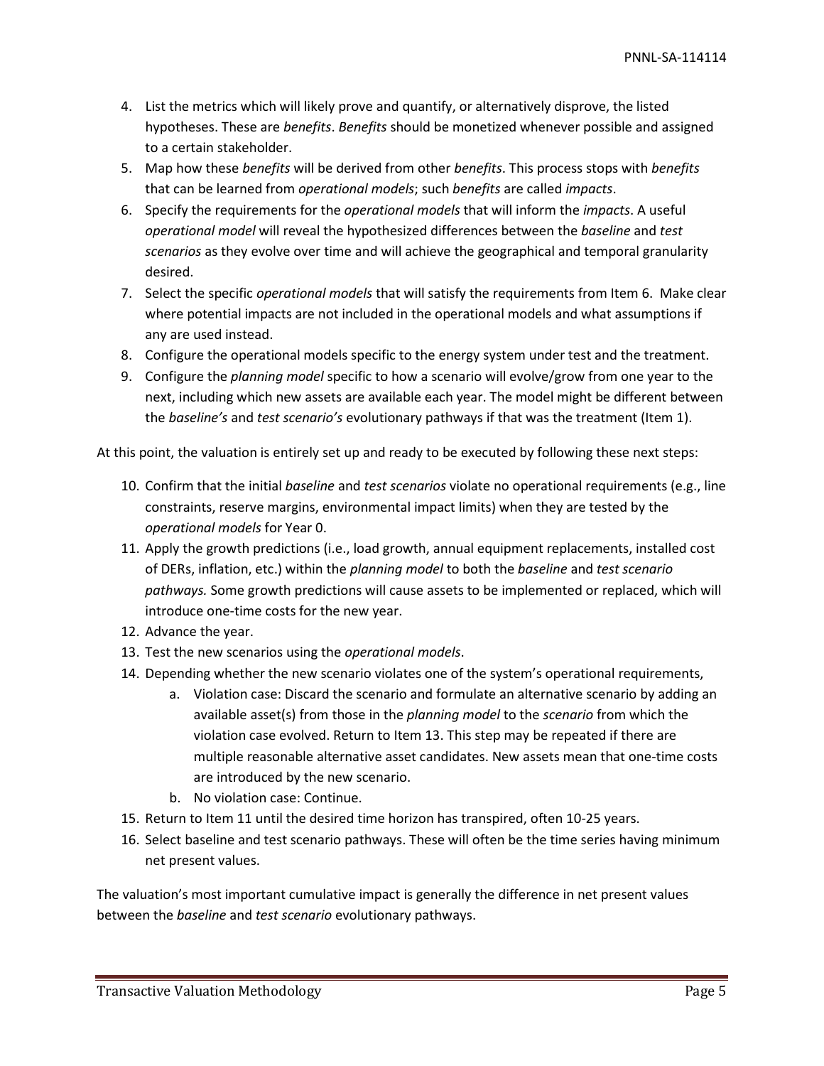4. List the metrics which will likely prove and quantify, or alternatively disprove, the listed hypotheses. These are *benefits*. *Benefits* should be monetized whenever possible and assigned to a certain stakeholder.
5. Map how these *benefits* will be derived from other *benefits*. This process stops with *benefits* that can be learned from *operational models*; such *benefits* are called *impacts*.
6. Specify the requirements for the *operational models* that will inform the *impacts*. A useful *operational model* will reveal the hypothesized differences between the *baseline* and *test scenarios* as they evolve over time and will achieve the geographical and temporal granularity desired.
7. Select the specific *operational models* that will satisfy the requirements from Item 6. Make clear where potential impacts are not included in the operational models and what assumptions if any are used instead.
8. Configure the operational models specific to the energy system under test and the treatment.
9. Configure the *planning model* specific to how a scenario will evolve/grow from one year to the next, including which new assets are available each year. The model might be different between the *baseline's* and *test scenario's* evolutionary pathways if that was the treatment (Item 1).

At this point, the valuation is entirely set up and ready to be executed by following these next steps:

10. Confirm that the initial *baseline* and *test scenarios* violate no operational requirements (e.g., line constraints, reserve margins, environmental impact limits) when they are tested by the *operational models* for Year 0.
11. Apply the growth predictions (i.e., load growth, annual equipment replacements, installed cost of DERs, inflation, etc.) within the *planning model* to both the *baseline* and *test scenario pathways.* Some growth predictions will cause assets to be implemented or replaced, which will introduce one-time costs for the new year.
12. Advance the year.
13. Test the new scenarios using the *operational models*.
14. Depending whether the new scenario violates one of the system's operational requirements,
    a. Violation case: Discard the scenario and formulate an alternative scenario by adding an available asset(s) from those in the *planning model* to the *scenario* from which the violation case evolved. Return to Item 13. This step may be repeated if there are multiple reasonable alternative asset candidates. New assets mean that one-time costs are introduced by the new scenario.
    b. No violation case: Continue.
15. Return to Item 11 until the desired time horizon has transpired, often 10-25 years.
16. Select baseline and test scenario pathways. These will often be the time series having minimum net present values.

The valuation's most important cumulative impact is generally the difference in net present values between the *baseline* and *test scenario* evolutionary pathways.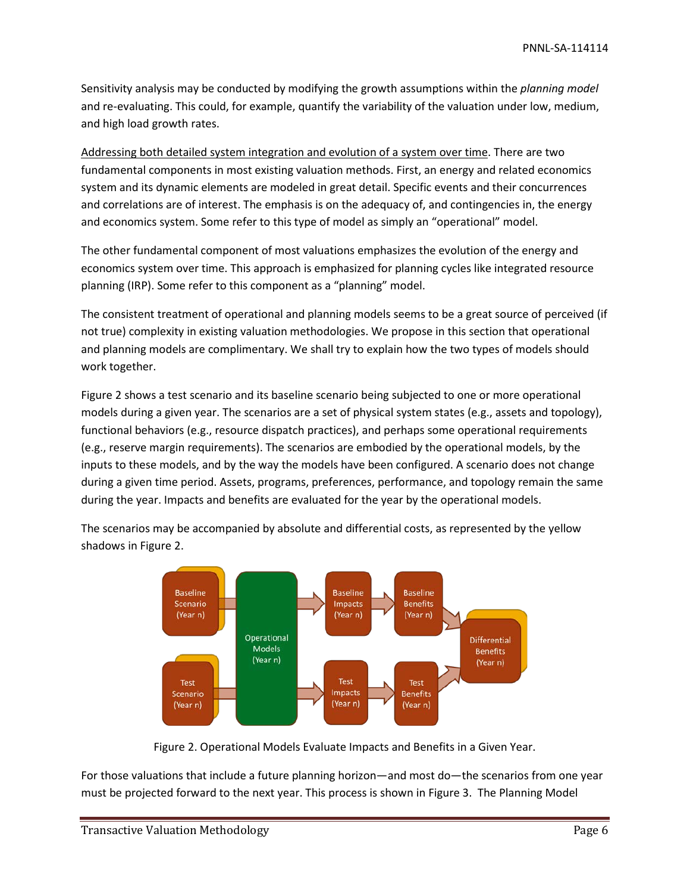Sensitivity analysis may be conducted by modifying the growth assumptions within the *planning model* and re-evaluating. This could, for example, quantify the variability of the valuation under low, medium, and high load growth rates.

Addressing both detailed system integration and evolution of a system over time. There are two fundamental components in most existing valuation methods. First, an energy and related economics system and its dynamic elements are modeled in great detail. Specific events and their concurrences and correlations are of interest. The emphasis is on the adequacy of, and contingencies in, the energy and economics system. Some refer to this type of model as simply an "operational" model.

The other fundamental component of most valuations emphasizes the evolution of the energy and economics system over time. This approach is emphasized for planning cycles like integrated resource planning (IRP). Some refer to this component as a "planning" model.

The consistent treatment of operational and planning models seems to be a great source of perceived (if not true) complexity in existing valuation methodologies. We propose in this section that operational and planning models are complimentary. We shall try to explain how the two types of models should work together.

Figure 2 shows a test scenario and its baseline scenario being subjected to one or more operational models during a given year. The scenarios are a set of physical system states (e.g., assets and topology), functional behaviors (e.g., resource dispatch practices), and perhaps some operational requirements (e.g., reserve margin requirements). The scenarios are embodied by the operational models, by the inputs to these models, and by the way the models have been configured. A scenario does not change during a given time period. Assets, programs, preferences, performance, and topology remain the same during the year. Impacts and benefits are evaluated for the year by the operational models.

The scenarios may be accompanied by absolute and differential costs, as represented by the yellow shadows in Figure 2.

Figure 2. Operational Models Evaluate Impacts and Benefits in a Given Year.

For those valuations that include a future planning horizon—and most do—the scenarios from one year must be projected forward to the next year. This process is shown in Figure 3. The Planning Model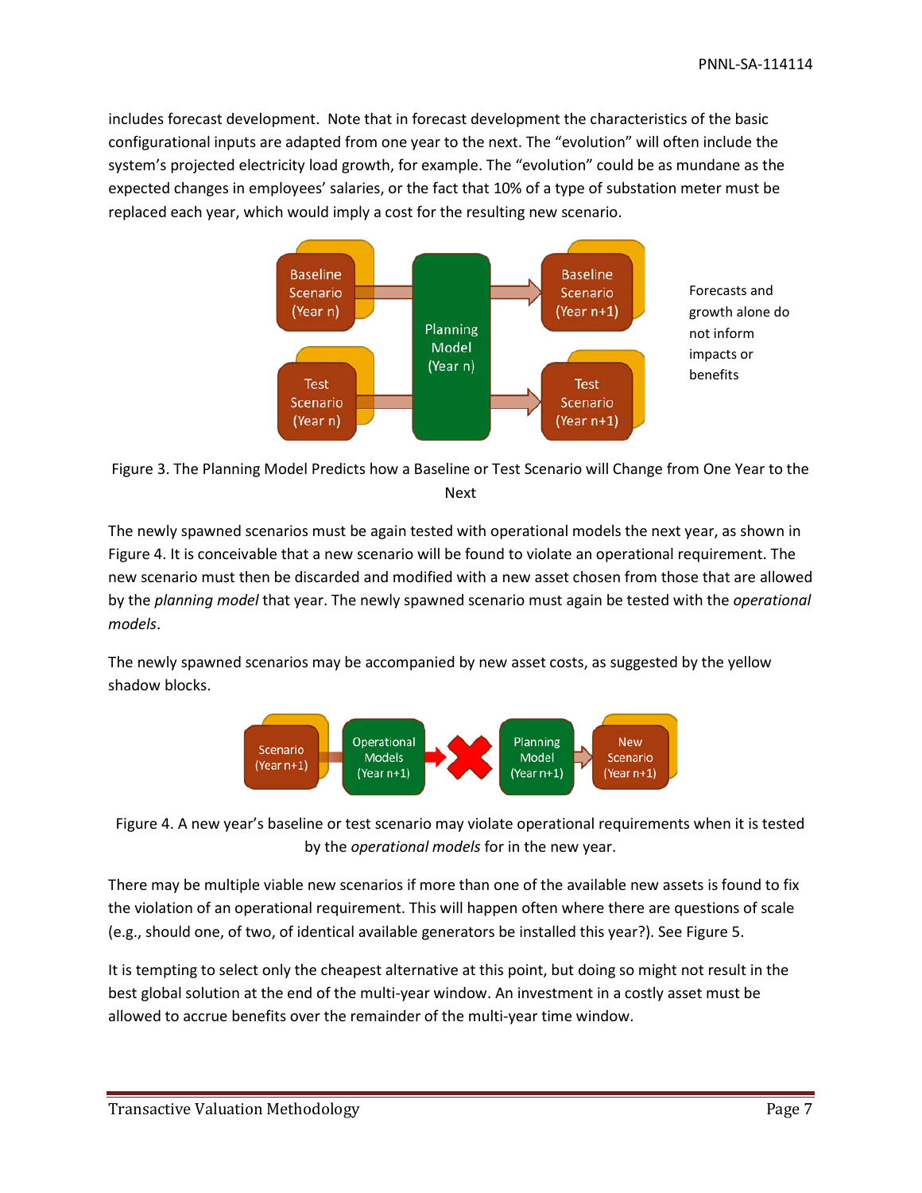includes forecast development. Note that in forecast development the characteristics of the basic configurational inputs are adapted from one year to the next. The "evolution" will often include the system's projected electricity load growth, for example. The "evolution" could be as mundane as the expected changes in employees' salaries, or the fact that 10% of a type of substation meter must be replaced each year, which would imply a cost for the resulting new scenario.

Forecasts and growth alone do not inform impacts or benefits

Figure 3. The Planning Model Predicts how a Baseline or Test Scenario will Change from One Year to the Next

The newly spawned scenarios must be again tested with operational models the next year, as shown in Figure 4. It is conceivable that a new scenario will be found to violate an operational requirement. The new scenario must then be discarded and modified with a new asset chosen from those that are allowed by the *planning model* that year. The newly spawned scenario must again be tested with the *operational models*.

The newly spawned scenarios may be accompanied by new asset costs, as suggested by the yellow shadow blocks.

Figure 4. A new year's baseline or test scenario may violate operational requirements when it is tested by the *operational models* for in the new year.

There may be multiple viable new scenarios if more than one of the available new assets is found to fix the violation of an operational requirement. This will happen often where there are questions of scale (e.g., should one, of two, of identical available generators be installed this year?). See Figure 5.

It is tempting to select only the cheapest alternative at this point, but doing so might not result in the best global solution at the end of the multi-year window. An investment in a costly asset must be allowed to accrue benefits over the remainder of the multi-year time window.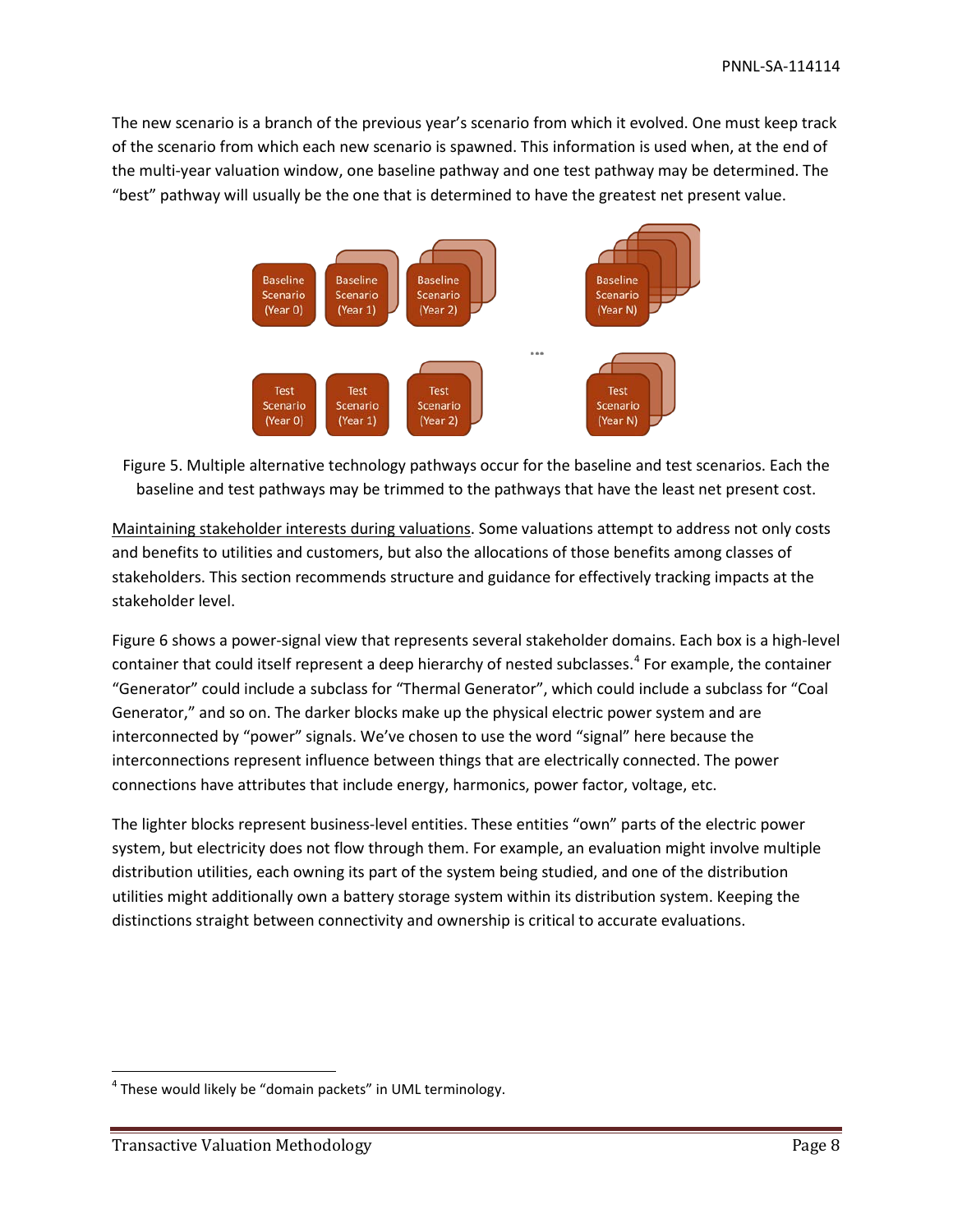The new scenario is a branch of the previous year's scenario from which it evolved. One must keep track of the scenario from which each new scenario is spawned. This information is used when, at the end of the multi-year valuation window, one baseline pathway and one test pathway may be determined. The "best" pathway will usually be the one that is determined to have the greatest net present value.

Figure 5. Multiple alternative technology pathways occur for the baseline and test scenarios. Each the baseline and test pathways may be trimmed to the pathways that have the least net present cost.

Maintaining stakeholder interests during valuations. Some valuations attempt to address not only costs and benefits to utilities and customers, but also the allocations of those benefits among classes of stakeholders. This section recommends structure and guidance for effectively tracking impacts at the stakeholder level.

Figure 6 shows a power-signal view that represents several stakeholder domains. Each box is a high-level container that could itself represent a deep hierarchy of nested subclasses.[4] For example, the container "Generator" could include a subclass for "Thermal Generator", which could include a subclass for "Coal Generator," and so on. The darker blocks make up the physical electric power system and are interconnected by "power" signals. We've chosen to use the word "signal" here because the interconnections represent influence between things that are electrically connected. The power connections have attributes that include energy, harmonics, power factor, voltage, etc.

The lighter blocks represent business-level entities. These entities "own" parts of the electric power system, but electricity does not flow through them. For example, an evaluation might involve multiple distribution utilities, each owning its part of the system being studied, and one of the distribution utilities might additionally own a battery storage system within its distribution system. Keeping the distinctions straight between connectivity and ownership is critical to accurate evaluations.

[4] These would likely be "domain packets" in UML terminology.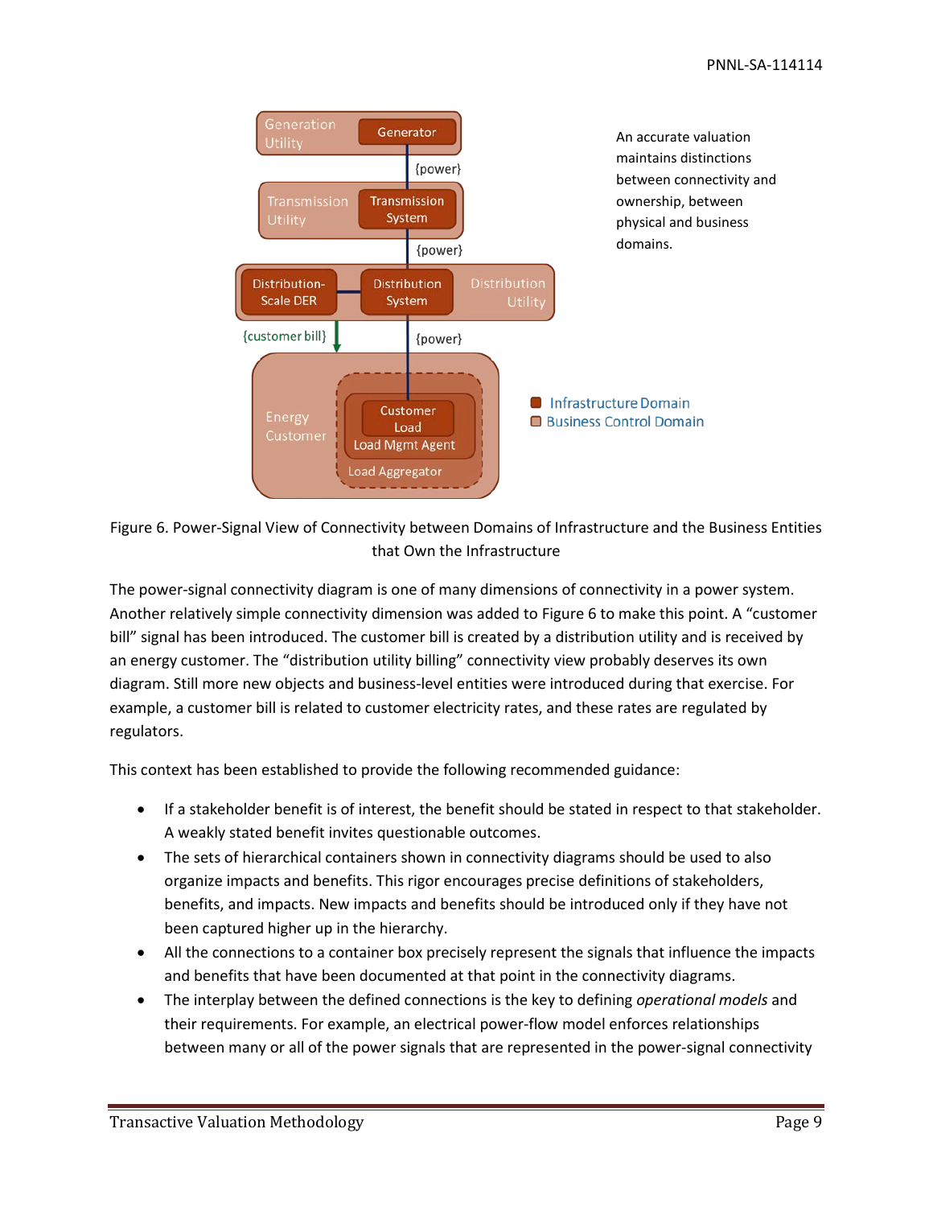An accurate valuation maintains distinctions between connectivity and ownership, between physical and business domains.

Figure 6. Power-Signal View of Connectivity between Domains of Infrastructure and the Business Entities that Own the Infrastructure

The power-signal connectivity diagram is one of many dimensions of connectivity in a power system. Another relatively simple connectivity dimension was added to Figure 6 to make this point. A "customer bill" signal has been introduced. The customer bill is created by a distribution utility and is received by an energy customer. The "distribution utility billing" connectivity view probably deserves its own diagram. Still more new objects and business-level entities were introduced during that exercise. For example, a customer bill is related to customer electricity rates, and these rates are regulated by regulators.

This context has been established to provide the following recommended guidance:

- If a stakeholder benefit is of interest, the benefit should be stated in respect to that stakeholder. A weakly stated benefit invites questionable outcomes.
- The sets of hierarchical containers shown in connectivity diagrams should be used to also organize impacts and benefits. This rigor encourages precise definitions of stakeholders, benefits, and impacts. New impacts and benefits should be introduced only if they have not been captured higher up in the hierarchy.
- All the connections to a container box precisely represent the signals that influence the impacts and benefits that have been documented at that point in the connectivity diagrams.
- The interplay between the defined connections is the key to defining *operational models* and their requirements. For example, an electrical power-flow model enforces relationships between many or all of the power signals that are represented in the power-signal connectivity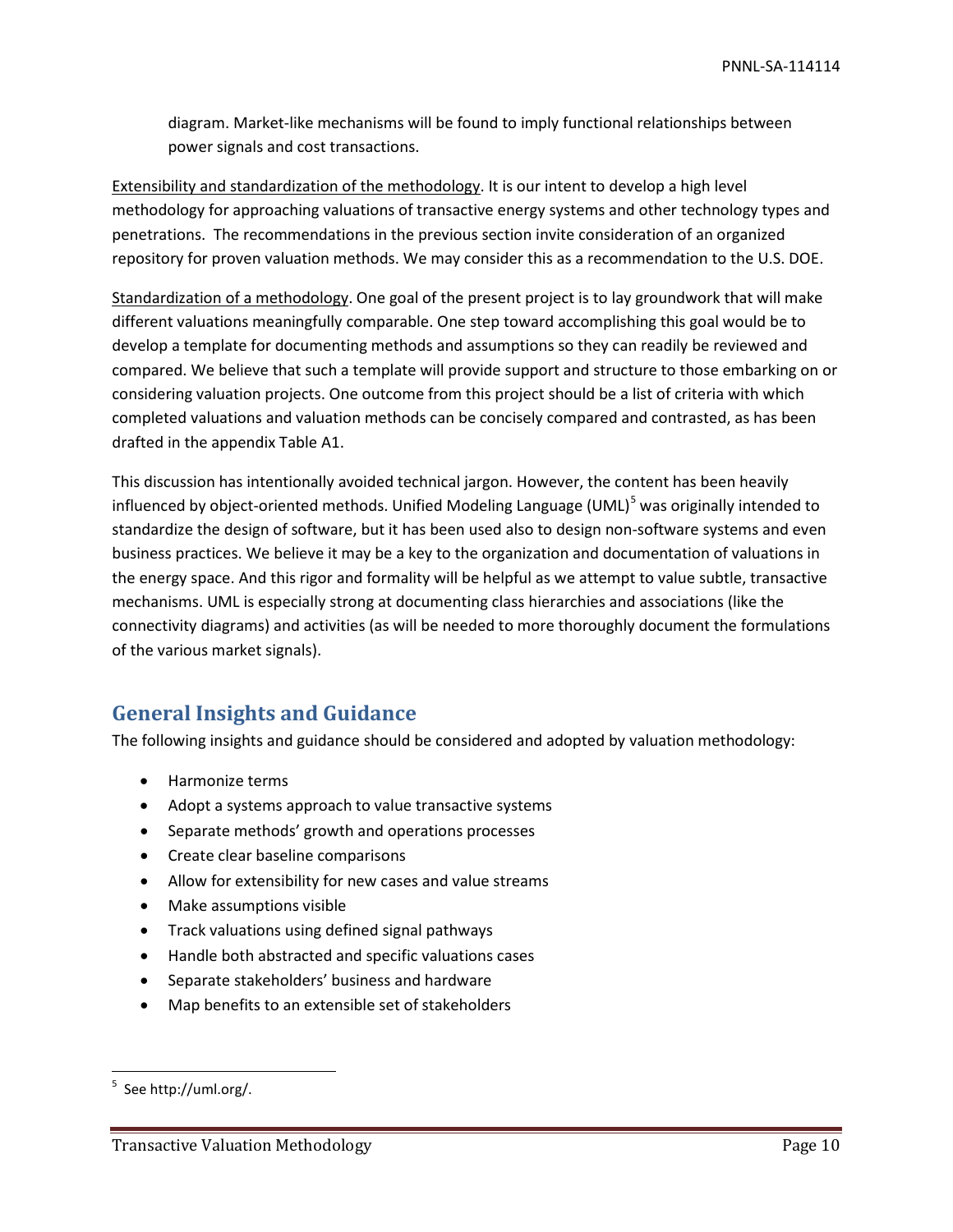diagram. Market-like mechanisms will be found to imply functional relationships between power signals and cost transactions.

Extensibility and standardization of the methodology. It is our intent to develop a high level methodology for approaching valuations of transactive energy systems and other technology types and penetrations. The recommendations in the previous section invite consideration of an organized repository for proven valuation methods. We may consider this as a recommendation to the U.S. DOE.

Standardization of a methodology. One goal of the present project is to lay groundwork that will make different valuations meaningfully comparable. One step toward accomplishing this goal would be to develop a template for documenting methods and assumptions so they can readily be reviewed and compared. We believe that such a template will provide support and structure to those embarking on or considering valuation projects. One outcome from this project should be a list of criteria with which completed valuations and valuation methods can be concisely compared and contrasted, as has been drafted in the appendix Table A1.

This discussion has intentionally avoided technical jargon. However, the content has been heavily influenced by object-oriented methods. Unified Modeling Language (UML)[5] was originally intended to standardize the design of software, but it has been used also to design non-software systems and even business practices. We believe it may be a key to the organization and documentation of valuations in the energy space. And this rigor and formality will be helpful as we attempt to value subtle, transactive mechanisms. UML is especially strong at documenting class hierarchies and associations (like the connectivity diagrams) and activities (as will be needed to more thoroughly document the formulations of the various market signals).

## General Insights and Guidance

The following insights and guidance should be considered and adopted by valuation methodology:

- Harmonize terms
- Adopt a systems approach to value transactive systems
- Separate methods' growth and operations processes
- Create clear baseline comparisons
- Allow for extensibility for new cases and value streams
- Make assumptions visible
- Track valuations using defined signal pathways
- Handle both abstracted and specific valuations cases
- Separate stakeholders' business and hardware
- Map benefits to an extensible set of stakeholders

[5] See http://uml.org/.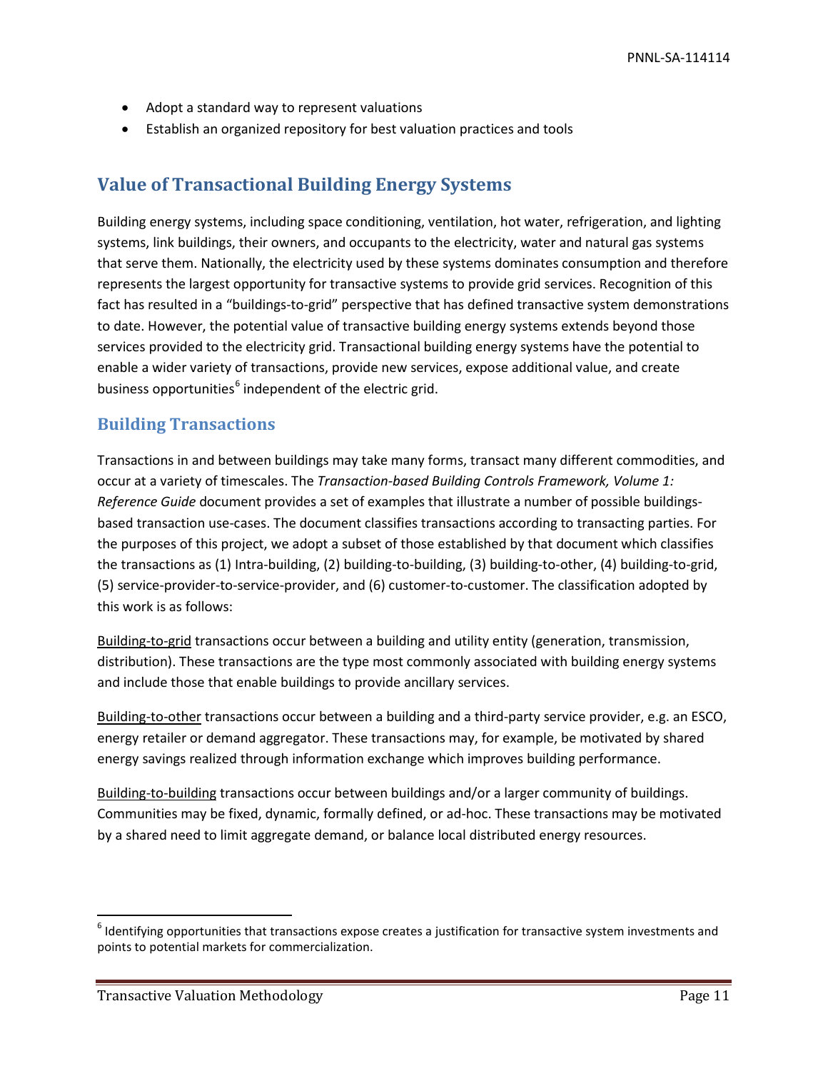- Adopt a standard way to represent valuations
- Establish an organized repository for best valuation practices and tools

## Value of Transactional Building Energy Systems

Building energy systems, including space conditioning, ventilation, hot water, refrigeration, and lighting systems, link buildings, their owners, and occupants to the electricity, water and natural gas systems that serve them. Nationally, the electricity used by these systems dominates consumption and therefore represents the largest opportunity for transactive systems to provide grid services. Recognition of this fact has resulted in a "buildings-to-grid" perspective that has defined transactive system demonstrations to date. However, the potential value of transactive building energy systems extends beyond those services provided to the electricity grid. Transactional building energy systems have the potential to enable a wider variety of transactions, provide new services, expose additional value, and create business opportunities[6] independent of the electric grid.

### Building Transactions

Transactions in and between buildings may take many forms, transact many different commodities, and occur at a variety of timescales. The *Transaction-based Building Controls Framework, Volume 1: Reference Guide* document provides a set of examples that illustrate a number of possible buildings-based transaction use-cases. The document classifies transactions according to transacting parties. For the purposes of this project, we adopt a subset of those established by that document which classifies the transactions as (1) Intra-building, (2) building-to-building, (3) building-to-other, (4) building-to-grid, (5) service-provider-to-service-provider, and (6) customer-to-customer. The classification adopted by this work is as follows:

Building-to-grid transactions occur between a building and utility entity (generation, transmission, distribution). These transactions are the type most commonly associated with building energy systems and include those that enable buildings to provide ancillary services.

Building-to-other transactions occur between a building and a third-party service provider, e.g. an ESCO, energy retailer or demand aggregator. These transactions may, for example, be motivated by shared energy savings realized through information exchange which improves building performance.

Building-to-building transactions occur between buildings and/or a larger community of buildings. Communities may be fixed, dynamic, formally defined, or ad-hoc. These transactions may be motivated by a shared need to limit aggregate demand, or balance local distributed energy resources.

---

[6] Identifying opportunities that transactions expose creates a justification for transactive system investments and points to potential markets for commercialization.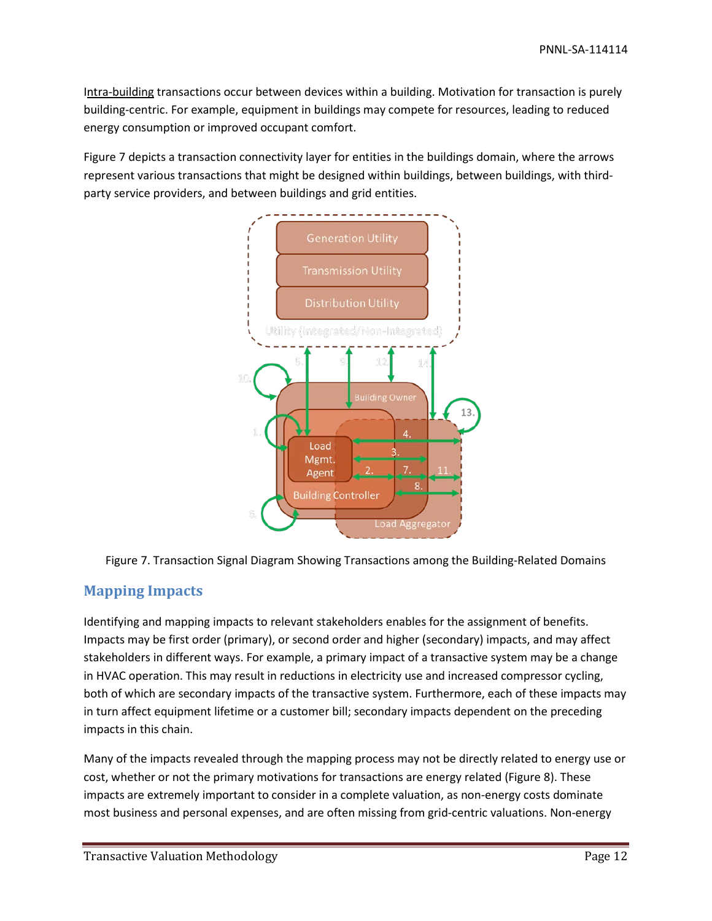Intra-building transactions occur between devices within a building. Motivation for transaction is purely building-centric. For example, equipment in buildings may compete for resources, leading to reduced energy consumption or improved occupant comfort.

Figure 7 depicts a transaction connectivity layer for entities in the buildings domain, where the arrows represent various transactions that might be designed within buildings, between buildings, with third-party service providers, and between buildings and grid entities.

Figure 7. Transaction Signal Diagram Showing Transactions among the Building-Related Domains

## Mapping Impacts

Identifying and mapping impacts to relevant stakeholders enables for the assignment of benefits. Impacts may be first order (primary), or second order and higher (secondary) impacts, and may affect stakeholders in different ways. For example, a primary impact of a transactive system may be a change in HVAC operation. This may result in reductions in electricity use and increased compressor cycling, both of which are secondary impacts of the transactive system. Furthermore, each of these impacts may in turn affect equipment lifetime or a customer bill; secondary impacts dependent on the preceding impacts in this chain.

Many of the impacts revealed through the mapping process may not be directly related to energy use or cost, whether or not the primary motivations for transactions are energy related (Figure 8). These impacts are extremely important to consider in a complete valuation, as non-energy costs dominate most business and personal expenses, and are often missing from grid-centric valuations. Non-energy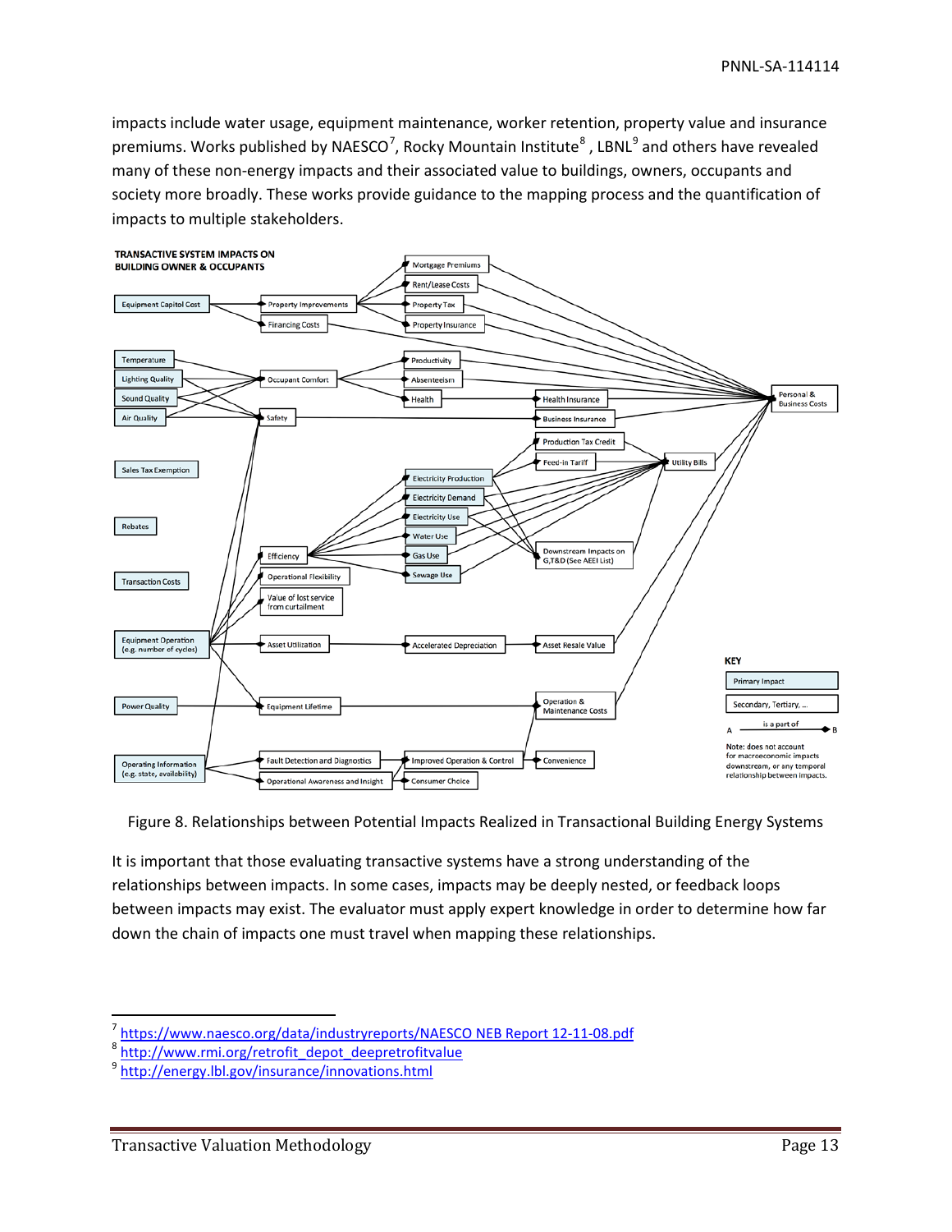impacts include water usage, equipment maintenance, worker retention, property value and insurance premiums. Works published by NAESCO[7], Rocky Mountain Institute[8], LBNL[9] and others have revealed many of these non-energy impacts and their associated value to buildings, owners, occupants and society more broadly. These works provide guidance to the mapping process and the quantification of impacts to multiple stakeholders.

Figure 8. Relationships between Potential Impacts Realized in Transactional Building Energy Systems

It is important that those evaluating transactive systems have a strong understanding of the relationships between impacts. In some cases, impacts may be deeply nested, or feedback loops between impacts may exist. The evaluator must apply expert knowledge in order to determine how far down the chain of impacts one must travel when mapping these relationships.

---

[7] https://www.naesco.org/data/industryreports/NAESCO NEB Report 12-11-08.pdf

[8] http://www.rmi.org/retrofit_depot_deepretrofitvalue

[9] http://energy.lbl.gov/insurance/innovations.html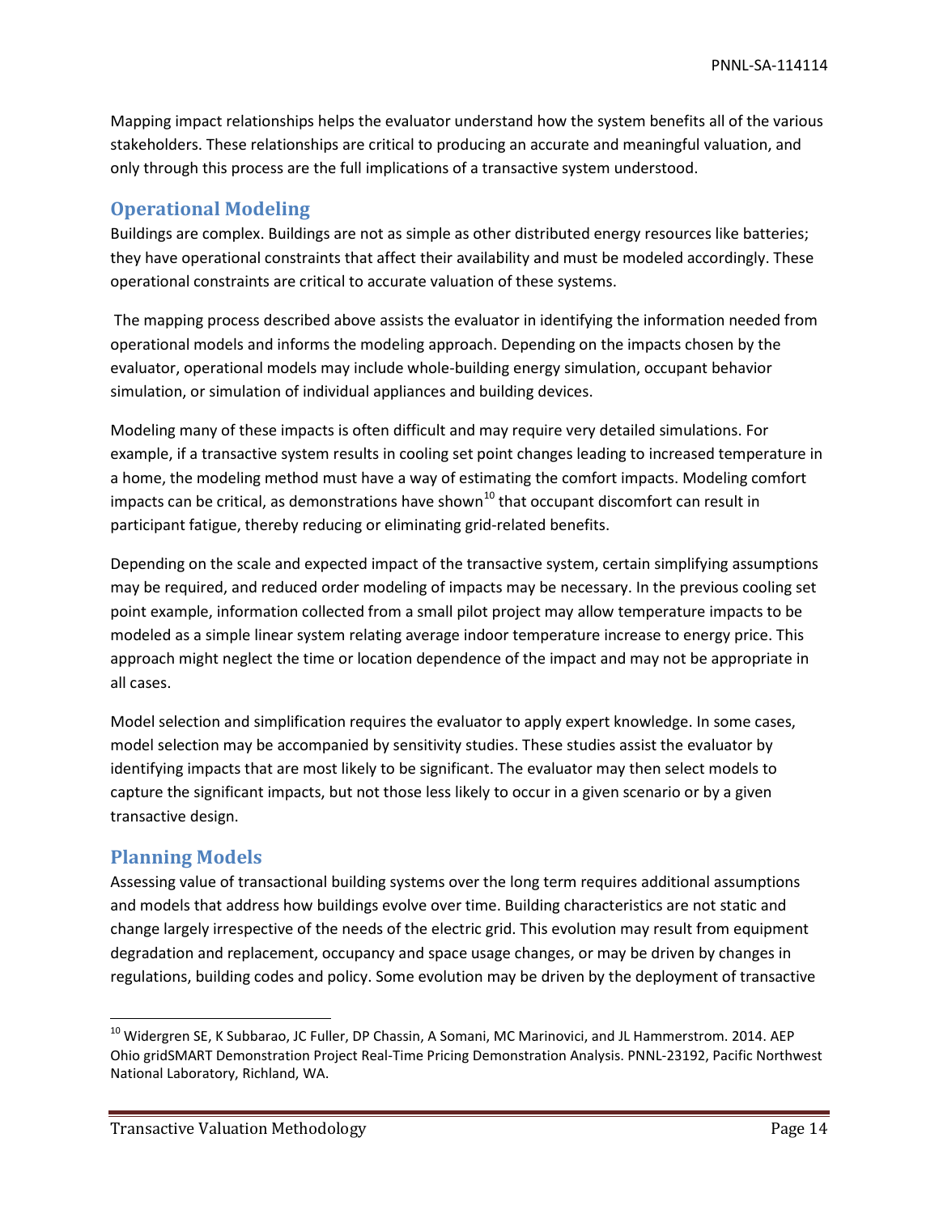Mapping impact relationships helps the evaluator understand how the system benefits all of the various stakeholders. These relationships are critical to producing an accurate and meaningful valuation, and only through this process are the full implications of a transactive system understood.

## Operational Modeling

Buildings are complex. Buildings are not as simple as other distributed energy resources like batteries; they have operational constraints that affect their availability and must be modeled accordingly. These operational constraints are critical to accurate valuation of these systems.

The mapping process described above assists the evaluator in identifying the information needed from operational models and informs the modeling approach. Depending on the impacts chosen by the evaluator, operational models may include whole-building energy simulation, occupant behavior simulation, or simulation of individual appliances and building devices.

Modeling many of these impacts is often difficult and may require very detailed simulations. For example, if a transactive system results in cooling set point changes leading to increased temperature in a home, the modeling method must have a way of estimating the comfort impacts. Modeling comfort impacts can be critical, as demonstrations have shown[10] that occupant discomfort can result in participant fatigue, thereby reducing or eliminating grid-related benefits.

Depending on the scale and expected impact of the transactive system, certain simplifying assumptions may be required, and reduced order modeling of impacts may be necessary. In the previous cooling set point example, information collected from a small pilot project may allow temperature impacts to be modeled as a simple linear system relating average indoor temperature increase to energy price. This approach might neglect the time or location dependence of the impact and may not be appropriate in all cases.

Model selection and simplification requires the evaluator to apply expert knowledge. In some cases, model selection may be accompanied by sensitivity studies. These studies assist the evaluator by identifying impacts that are most likely to be significant. The evaluator may then select models to capture the significant impacts, but not those less likely to occur in a given scenario or by a given transactive design.

## Planning Models

Assessing value of transactional building systems over the long term requires additional assumptions and models that address how buildings evolve over time. Building characteristics are not static and change largely irrespective of the needs of the electric grid. This evolution may result from equipment degradation and replacement, occupancy and space usage changes, or may be driven by changes in regulations, building codes and policy. Some evolution may be driven by the deployment of transactive

---

[10] Widergren SE, K Subbarao, JC Fuller, DP Chassin, A Somani, MC Marinovici, and JL Hammerstrom. 2014. AEP Ohio gridSMART Demonstration Project Real-Time Pricing Demonstration Analysis. PNNL-23192, Pacific Northwest National Laboratory, Richland, WA.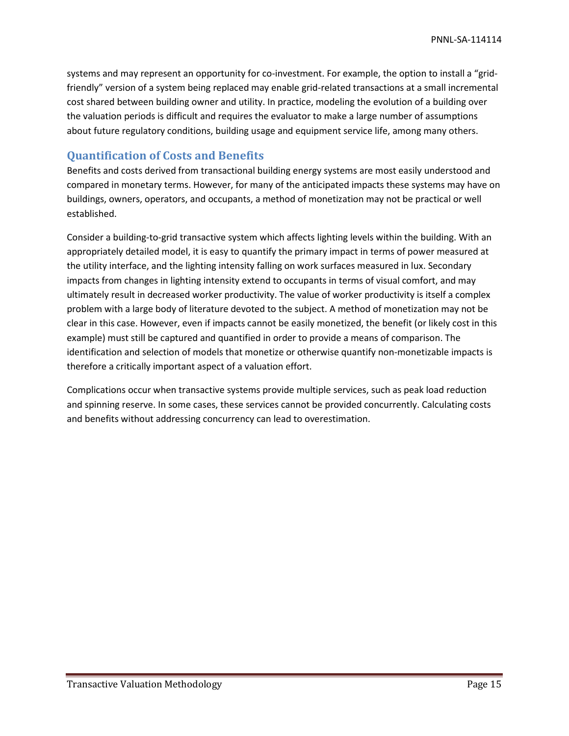systems and may represent an opportunity for co-investment. For example, the option to install a "grid-friendly" version of a system being replaced may enable grid-related transactions at a small incremental cost shared between building owner and utility. In practice, modeling the evolution of a building over the valuation periods is difficult and requires the evaluator to make a large number of assumptions about future regulatory conditions, building usage and equipment service life, among many others.

## Quantification of Costs and Benefits

Benefits and costs derived from transactional building energy systems are most easily understood and compared in monetary terms. However, for many of the anticipated impacts these systems may have on buildings, owners, operators, and occupants, a method of monetization may not be practical or well established.

Consider a building-to-grid transactive system which affects lighting levels within the building. With an appropriately detailed model, it is easy to quantify the primary impact in terms of power measured at the utility interface, and the lighting intensity falling on work surfaces measured in lux. Secondary impacts from changes in lighting intensity extend to occupants in terms of visual comfort, and may ultimately result in decreased worker productivity. The value of worker productivity is itself a complex problem with a large body of literature devoted to the subject. A method of monetization may not be clear in this case. However, even if impacts cannot be easily monetized, the benefit (or likely cost in this example) must still be captured and quantified in order to provide a means of comparison. The identification and selection of models that monetize or otherwise quantify non-monetizable impacts is therefore a critically important aspect of a valuation effort.

Complications occur when transactive systems provide multiple services, such as peak load reduction and spinning reserve. In some cases, these services cannot be provided concurrently. Calculating costs and benefits without addressing concurrency can lead to overestimation.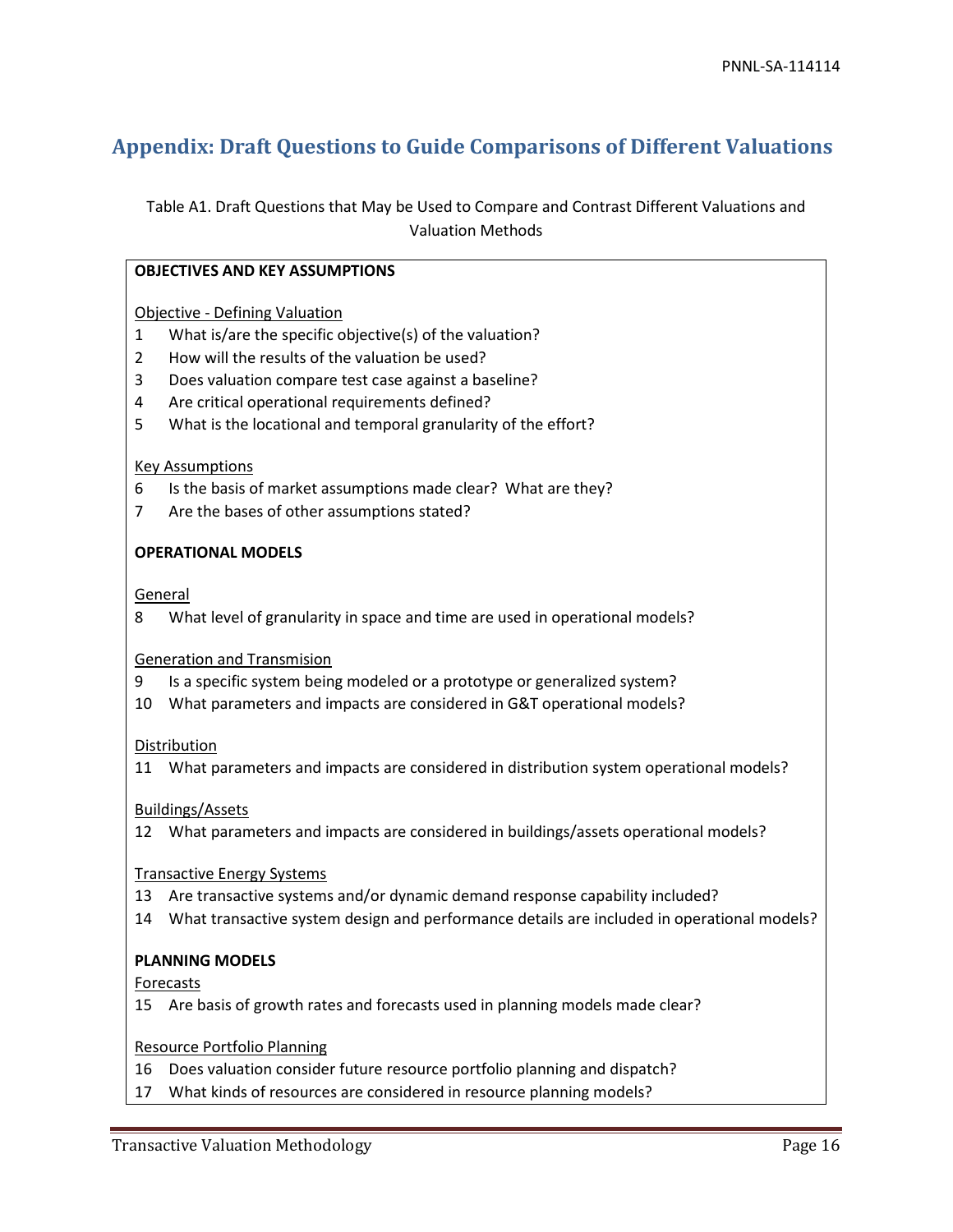# Appendix: Draft Questions to Guide Comparisons of Different Valuations

Table A1. Draft Questions that May be Used to Compare and Contrast Different Valuations and Valuation Methods

**OBJECTIVES AND KEY ASSUMPTIONS**

<u>Objective - Defining Valuation</u>

1 What is/are the specific objective(s) of the valuation?
2 How will the results of the valuation be used?
3 Does valuation compare test case against a baseline?
4 Are critical operational requirements defined?
5 What is the locational and temporal granularity of the effort?

<u>Key Assumptions</u>

6 Is the basis of market assumptions made clear? What are they?
7 Are the bases of other assumptions stated?

**OPERATIONAL MODELS**

<u>General</u>

8 What level of granularity in space and time are used in operational models?

<u>Generation and Transmision</u>

9 Is a specific system being modeled or a prototype or generalized system?
10 What parameters and impacts are considered in G&T operational models?

<u>Distribution</u>

11 What parameters and impacts are considered in distribution system operational models?

<u>Buildings/Assets</u>

12 What parameters and impacts are considered in buildings/assets operational models?

<u>Transactive Energy Systems</u>

13 Are transactive systems and/or dynamic demand response capability included?
14 What transactive system design and performance details are included in operational models?

**PLANNING MODELS**

<u>Forecasts</u>

15 Are basis of growth rates and forecasts used in planning models made clear?

<u>Resource Portfolio Planning</u>

16 Does valuation consider future resource portfolio planning and dispatch?
17 What kinds of resources are considered in resource planning models?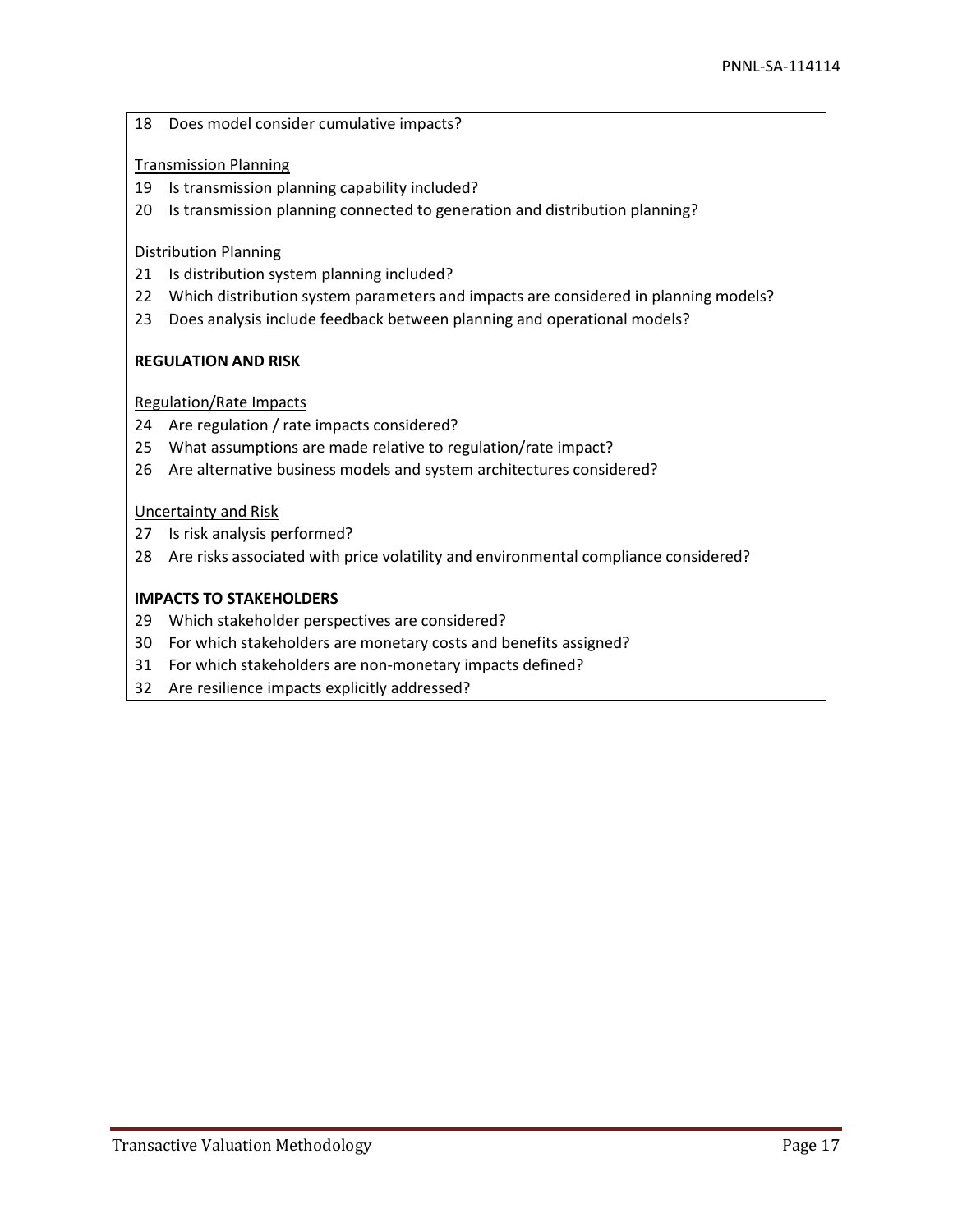18 Does model consider cumulative impacts?

Transmission Planning

19 Is transmission planning capability included?

20 Is transmission planning connected to generation and distribution planning?

Distribution Planning

21 Is distribution system planning included?

22 Which distribution system parameters and impacts are considered in planning models?

23 Does analysis include feedback between planning and operational models?

**REGULATION AND RISK**

Regulation/Rate Impacts

24 Are regulation / rate impacts considered?

25 What assumptions are made relative to regulation/rate impact?

26 Are alternative business models and system architectures considered?

Uncertainty and Risk

27 Is risk analysis performed?

28 Are risks associated with price volatility and environmental compliance considered?

**IMPACTS TO STAKEHOLDERS**

29 Which stakeholder perspectives are considered?

30 For which stakeholders are monetary costs and benefits assigned?

31 For which stakeholders are non-monetary impacts defined?

32 Are resilience impacts explicitly addressed?